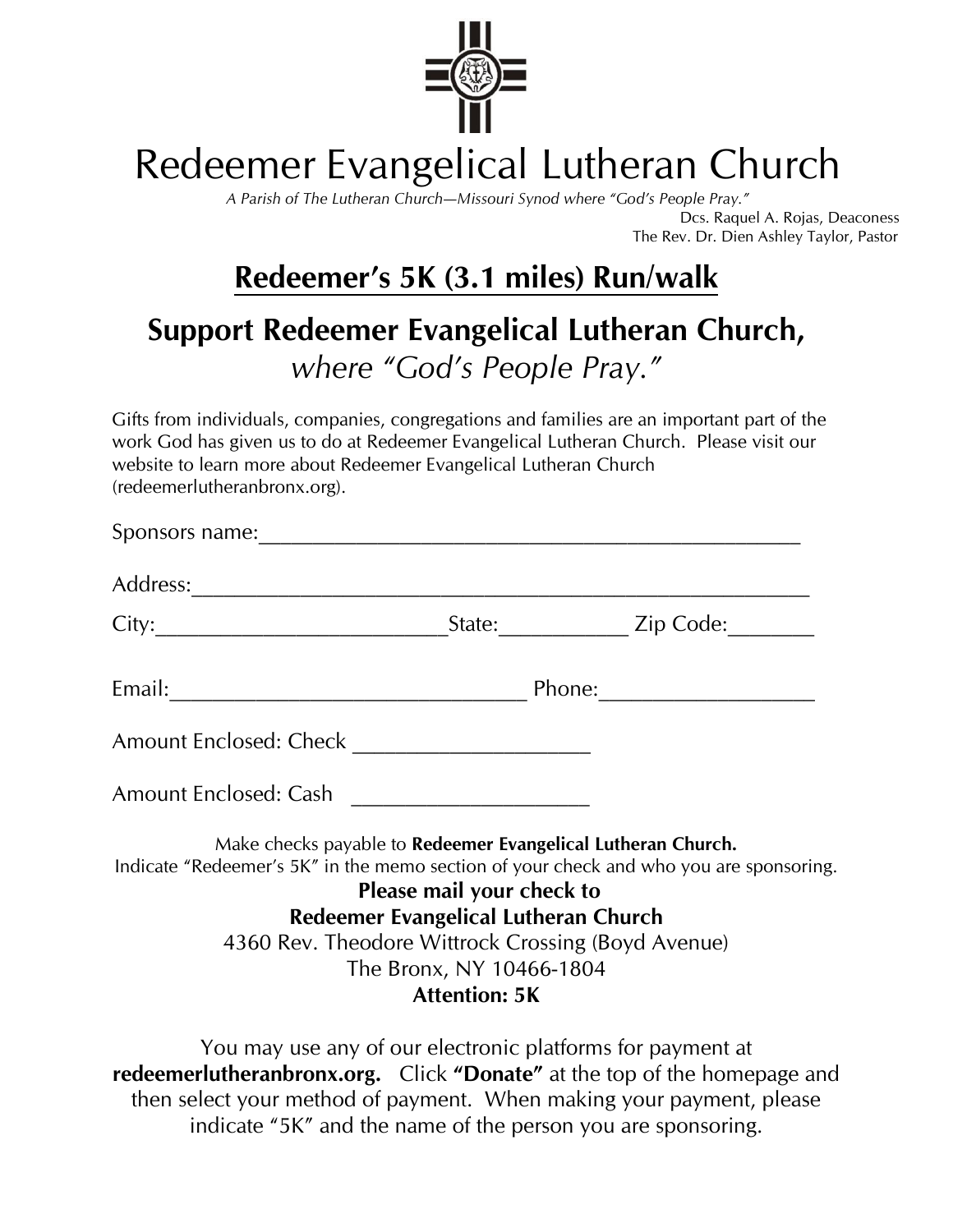# Redeemer Evangelical Lutheran Church

*A Parish of The Lutheran Church—Missouri Synod where "God's People Pray."*

Dcs. Raquel A. Rojas, Deaconess
The Rev. Dr. Dien Ashley Taylor, Pastor

## Redeemer's 5K (3.1 miles) Run/walk

## Support Redeemer Evangelical Lutheran Church,

*where "God's People Pray."*

Gifts from individuals, companies, congregations and families are an important part of the work God has given us to do at Redeemer Evangelical Lutheran Church. Please visit our website to learn more about Redeemer Evangelical Lutheran Church (redeemerlutheranbronx.org).

Sponsors name:_______________________________________________

Address:_____________________________________________________

City:__________________________State:___________ Zip Code:_______

Email:_______________________________ Phone:__________________

Amount Enclosed: Check ____________________

Amount Enclosed: Cash ____________________

Make checks payable to **Redeemer Evangelical Lutheran Church.**
Indicate "Redeemer's 5K" in the memo section of your check and who you are sponsoring.

**Please mail your check to**
**Redeemer Evangelical Lutheran Church**
4360 Rev. Theodore Wittrock Crossing (Boyd Avenue)
The Bronx, NY 10466-1804
**Attention: 5K**

You may use any of our electronic platforms for payment at **redeemerlutheranbronx.org.** Click **"Donate"** at the top of the homepage and then select your method of payment. When making your payment, please indicate "5K" and the name of the person you are sponsoring.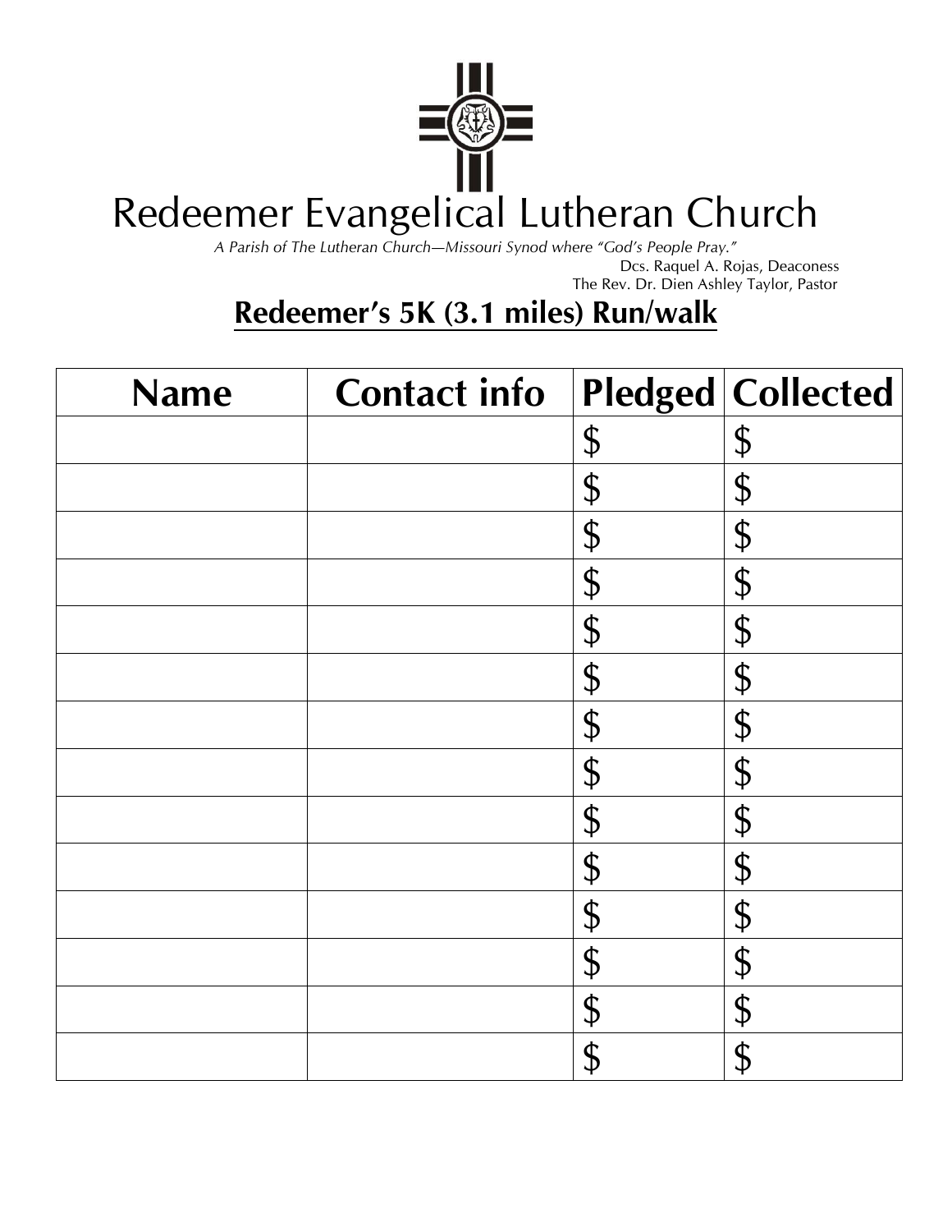# Redeemer Evangelical Lutheran Church

*A Parish of The Lutheran Church—Missouri Synod where "God's People Pray."*

Dcs. Raquel A. Rojas, Deaconess
The Rev. Dr. Dien Ashley Taylor, Pastor

## Redeemer's 5K (3.1 miles) Run/walk

| Name | Contact info | Pledged | Collected |
|---|---|---|---|
| | | $ | $ |
| | | $ | $ |
| | | $ | $ |
| | | $ | $ |
| | | $ | $ |
| | | $ | $ |
| | | $ | $ |
| | | $ | $ |
| | | $ | $ |
| | | $ | $ |
| | | $ | $ |
| | | $ | $ |
| | | $ | $ |
| | | $ | $ |